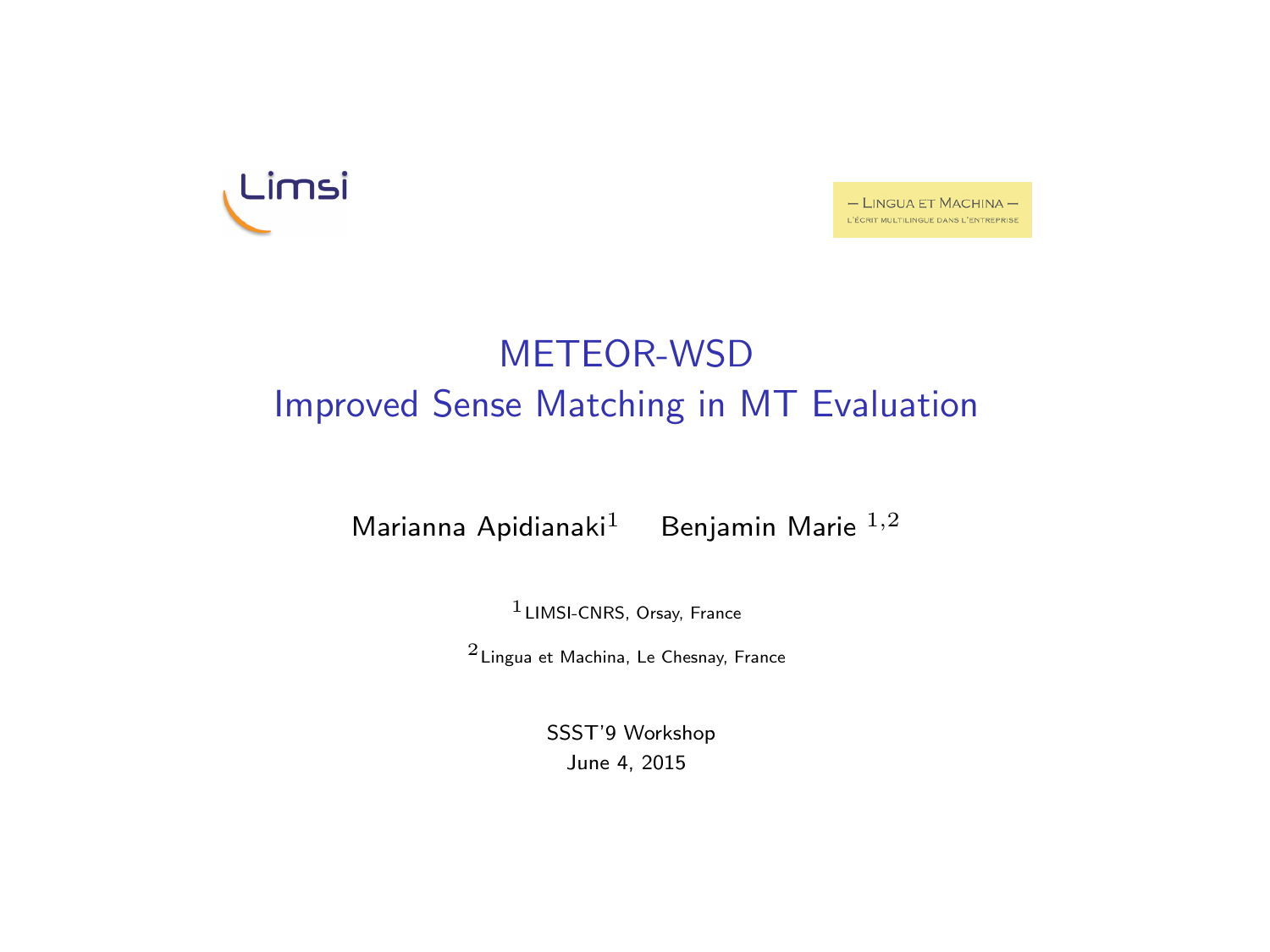Limsi

— Lingua et Machina —
L'écrit multilingue dans l'entreprise

# METEOR-WSD
## Improved Sense Matching in MT Evaluation

Marianna Apidianaki[1] Benjamin Marie [1,2]

[1] LIMSI-CNRS, Orsay, France

[2] Lingua et Machina, Le Chesnay, France

SSST'9 Workshop
June 4, 2015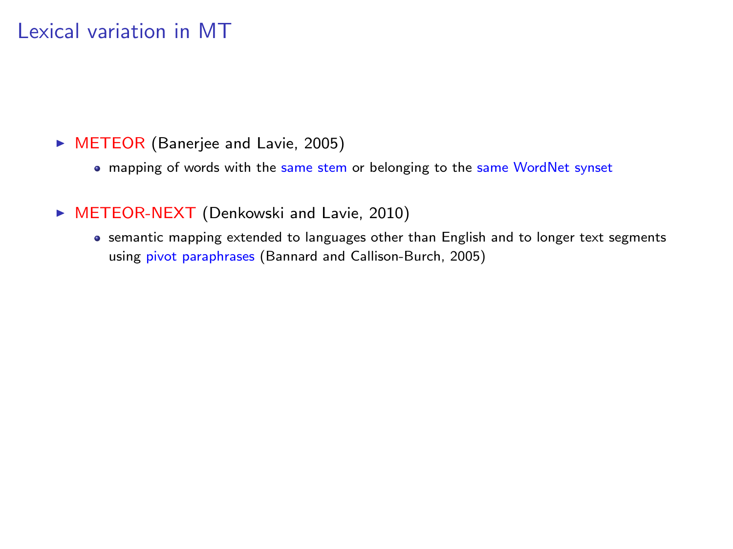# Lexical variation in MT

- METEOR (Banerjee and Lavie, 2005)
  - mapping of words with the same stem or belonging to the same WordNet synset
- METEOR-NEXT (Denkowski and Lavie, 2010)
  - semantic mapping extended to languages other than English and to longer text segments using pivot paraphrases (Bannard and Callison-Burch, 2005)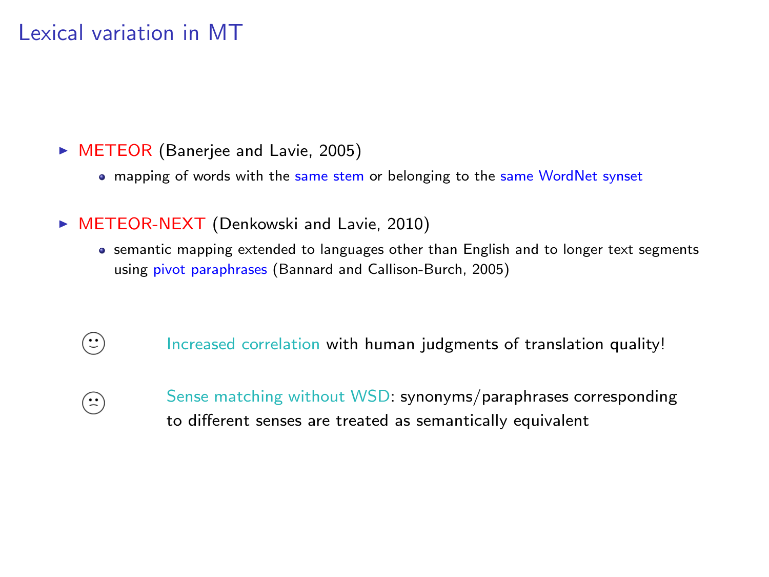# Lexical variation in MT

- METEOR (Banerjee and Lavie, 2005)
  - mapping of words with the same stem or belonging to the same WordNet synset
- METEOR-NEXT (Denkowski and Lavie, 2010)
  - semantic mapping extended to languages other than English and to longer text segments using pivot paraphrases (Bannard and Callison-Burch, 2005)

☺ Increased correlation with human judgments of translation quality!

☹ Sense matching without WSD: synonyms/paraphrases corresponding to different senses are treated as semantically equivalent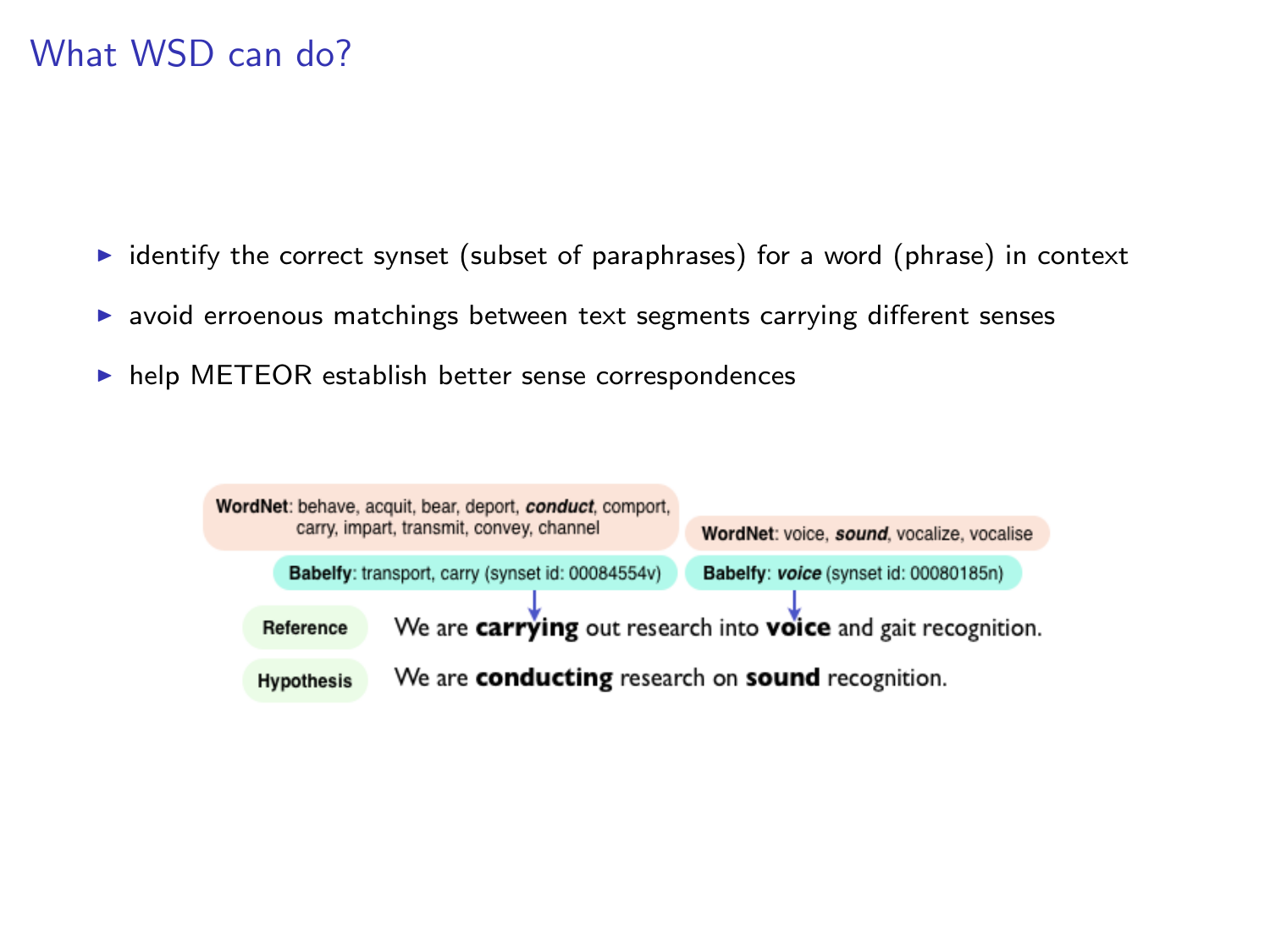# What WSD can do?

- identify the correct synset (subset of paraphrases) for a word (phrase) in context
- avoid erroenous matchings between text segments carrying different senses
- help METEOR establish better sense correspondences

**WordNet**: behave, acquit, bear, deport, ***conduct***, comport, carry, impart, transmit, convey, channel

**WordNet**: voice, ***sound***, vocalize, vocalise

**Babelfy**: transport, carry (synset id: 00084554v)

**Babelfy**: ***voice*** (synset id: 00080185n)

**Reference** We are **carrying** out research into **voice** and gait recognition.

**Hypothesis** We are **conducting** research on **sound** recognition.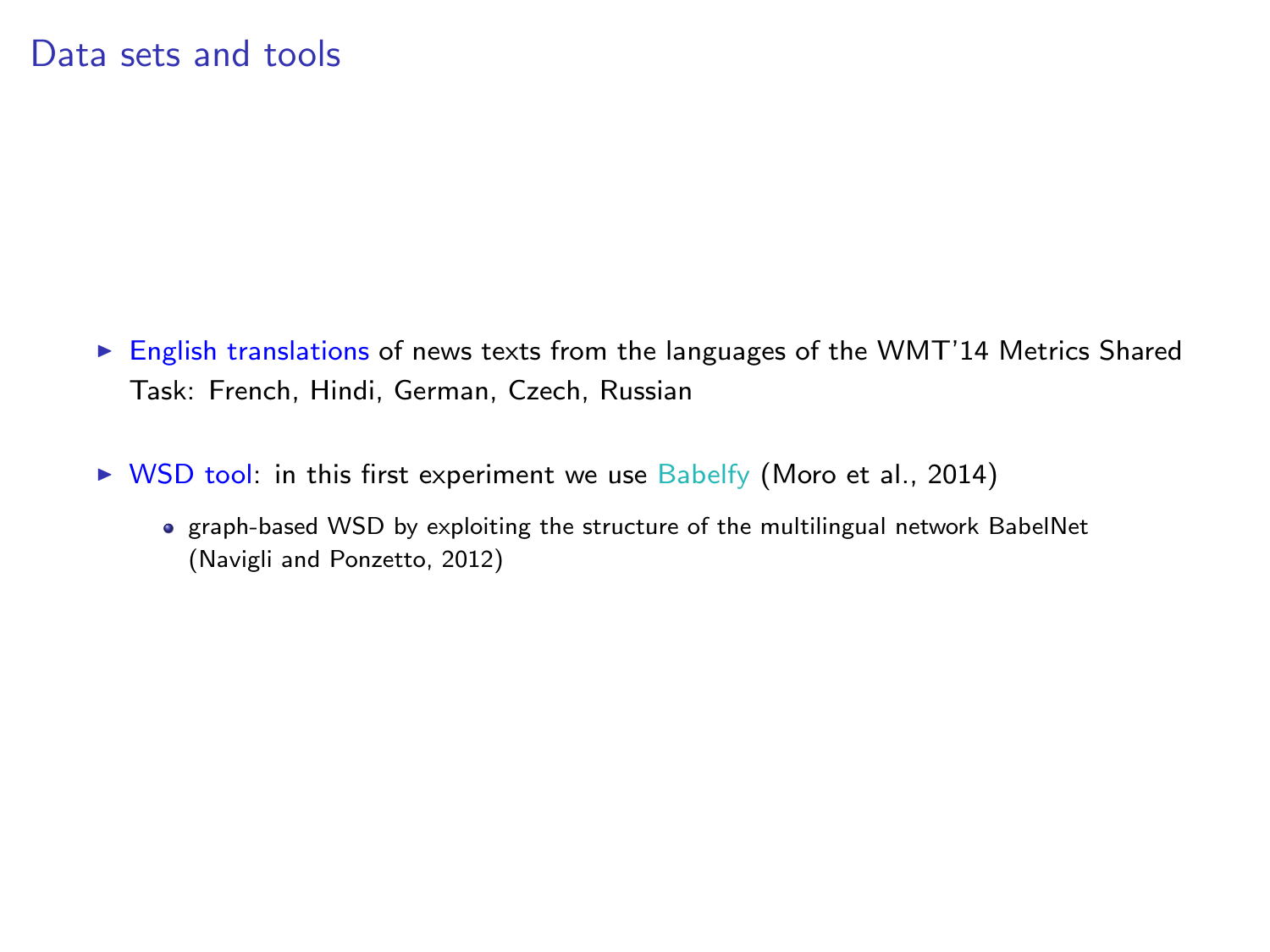# Data sets and tools

- English translations of news texts from the languages of the WMT'14 Metrics Shared Task: French, Hindi, German, Czech, Russian
- WSD tool: in this first experiment we use Babelfy (Moro et al., 2014)
  - graph-based WSD by exploiting the structure of the multilingual network BabelNet (Navigli and Ponzetto, 2012)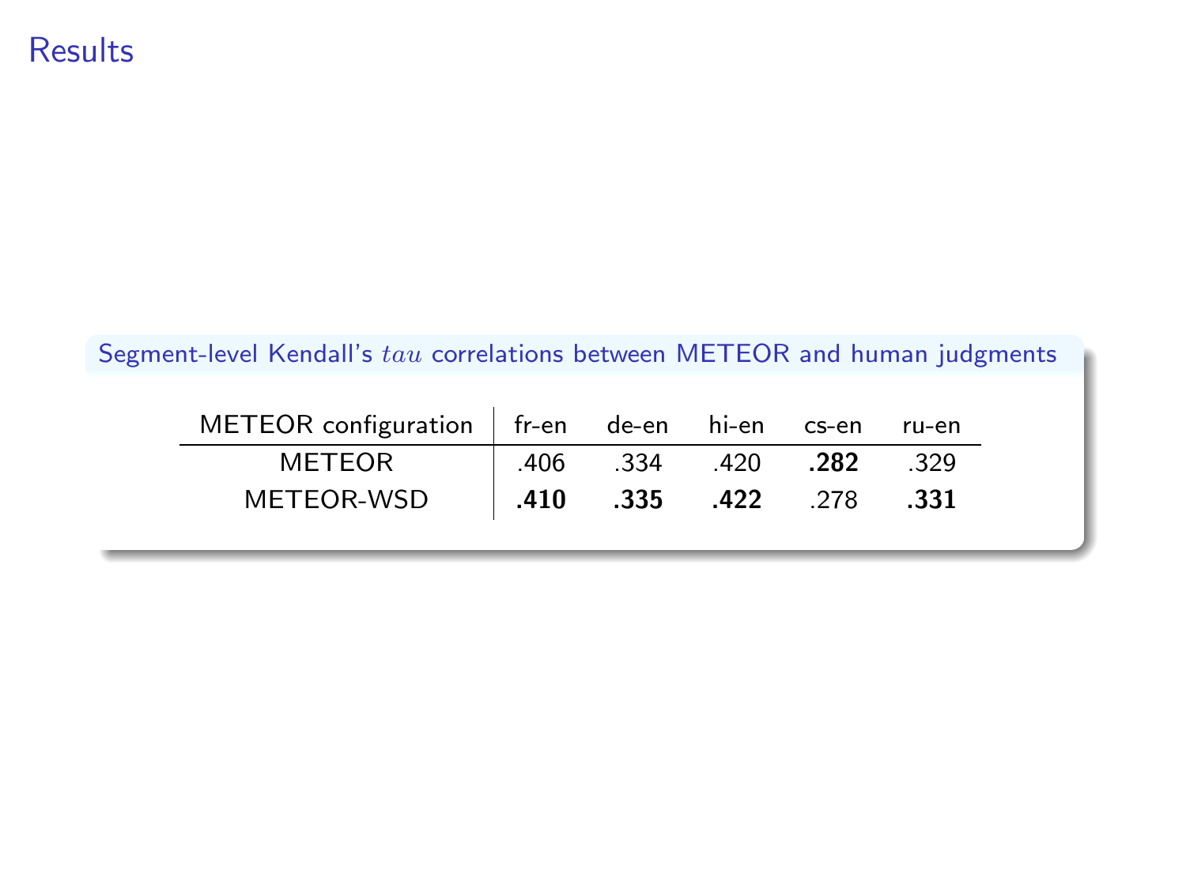# Results

**Segment-level Kendall's $tau$ correlations between METEOR and human judgments**

| METEOR configuration | fr-en | de-en | hi-en | cs-en | ru-en |
|---|---|---|---|---|---|
| METEOR | .406 | .334 | .420 | **.282** | .329 |
| METEOR-WSD | **.410** | **.335** | **.422** | .278 | **.331** |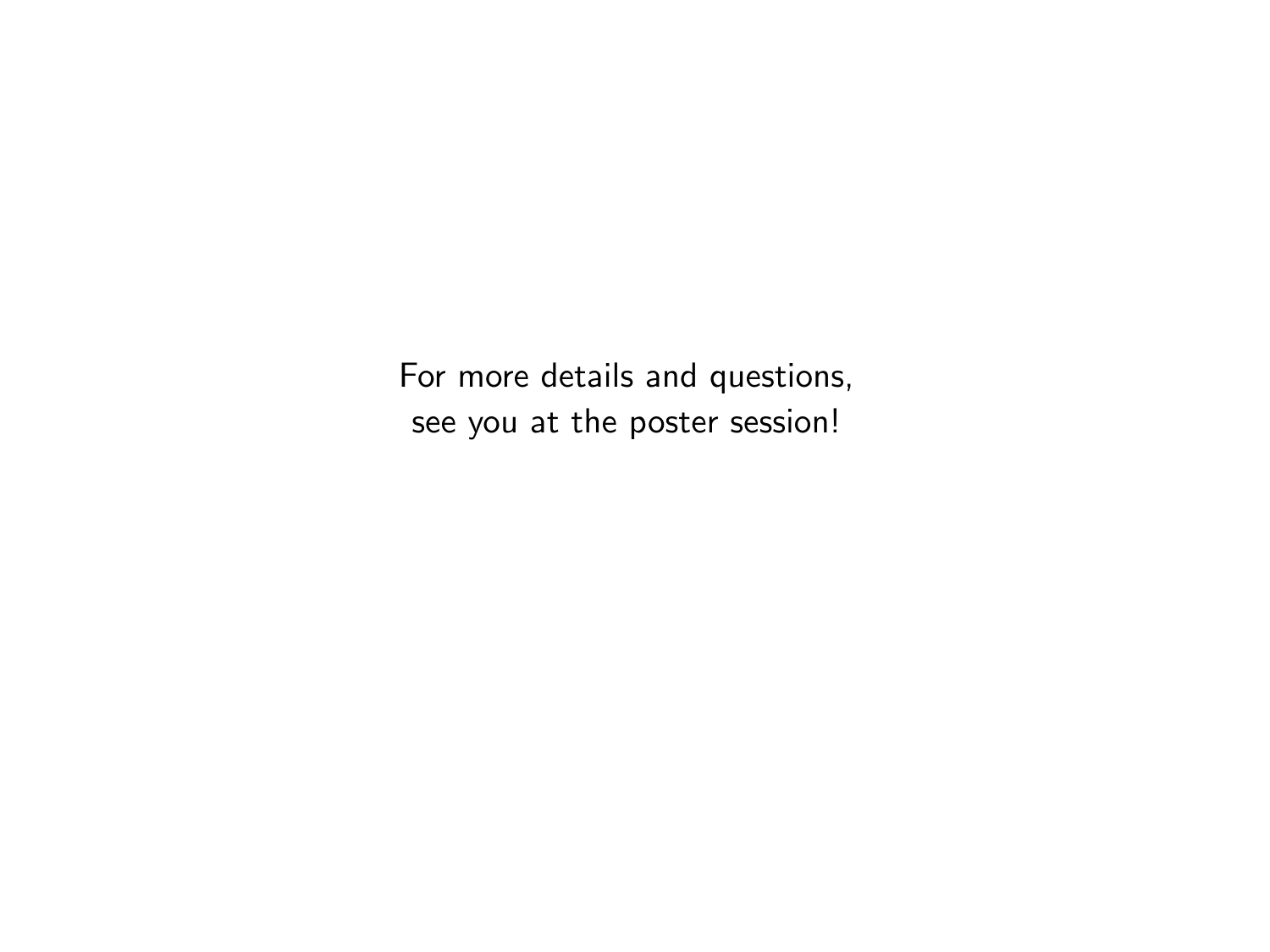For more details and questions,
see you at the poster session!